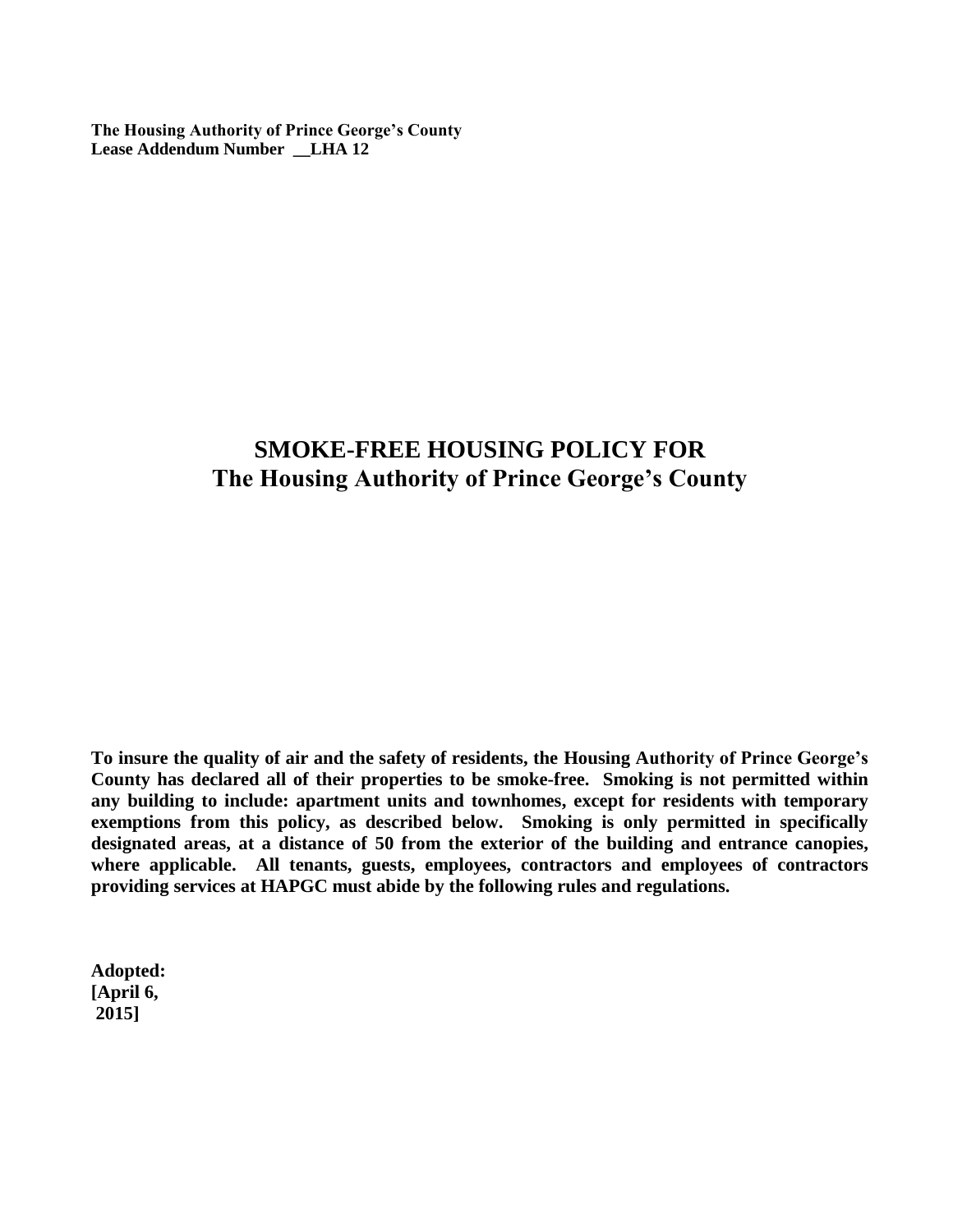**The Housing Authority of Prince George's County**
**Lease Addendum Number __LHA 12**

# SMOKE-FREE HOUSING POLICY FOR
# The Housing Authority of Prince George's County

**To insure the quality of air and the safety of residents, the Housing Authority of Prince George's County has declared all of their properties to be smoke-free. Smoking is not permitted within any building to include: apartment units and townhomes, except for residents with temporary exemptions from this policy, as described below. Smoking is only permitted in specifically designated areas, at a distance of 50 from the exterior of the building and entrance canopies, where applicable. All tenants, guests, employees, contractors and employees of contractors providing services at HAPGC must abide by the following rules and regulations.**

**Adopted:**
**[April 6,**
**2015]**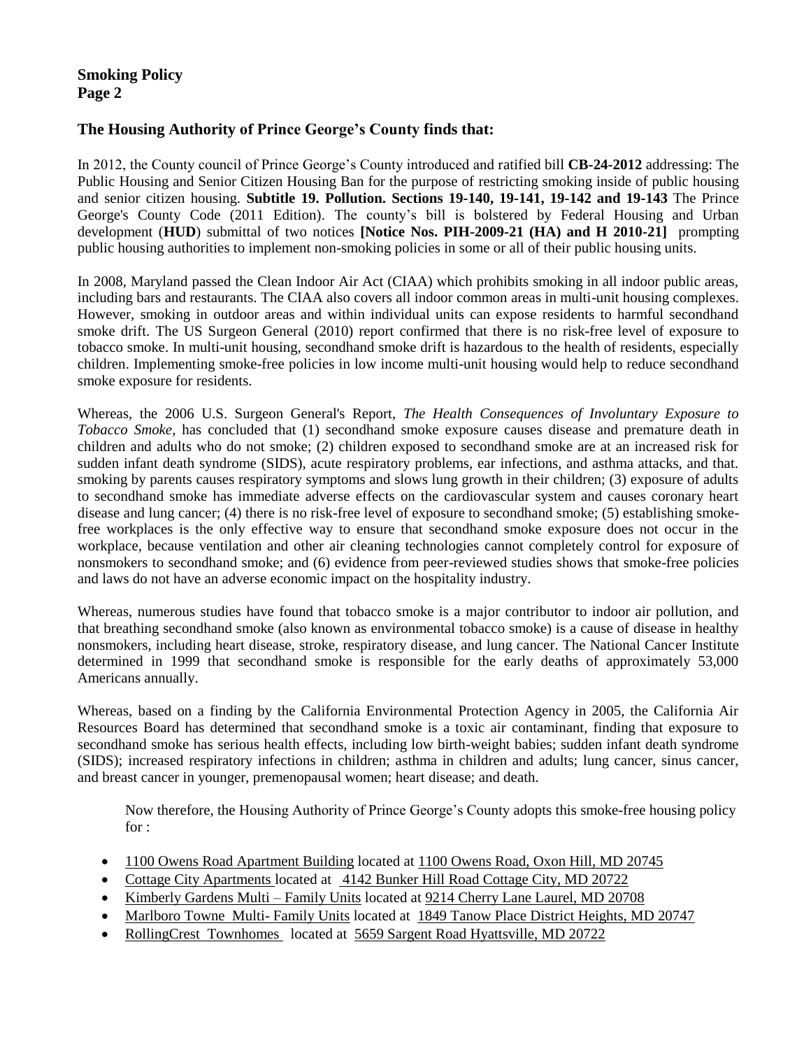## The Housing Authority of Prince George's County finds that:

In 2012, the County council of Prince George's County introduced and ratified bill **CB-24-2012** addressing: The Public Housing and Senior Citizen Housing Ban for the purpose of restricting smoking inside of public housing and senior citizen housing. **Subtitle 19. Pollution. Sections 19-140, 19-141, 19-142 and 19-143** The Prince George's County Code (2011 Edition). The county's bill is bolstered by Federal Housing and Urban development (**HUD**) submittal of two notices **[Notice Nos. PIH-2009-21 (HA) and H 2010-21]** prompting public housing authorities to implement non-smoking policies in some or all of their public housing units.

In 2008, Maryland passed the Clean Indoor Air Act (CIAA) which prohibits smoking in all indoor public areas, including bars and restaurants. The CIAA also covers all indoor common areas in multi-unit housing complexes. However, smoking in outdoor areas and within individual units can expose residents to harmful secondhand smoke drift. The US Surgeon General (2010) report confirmed that there is no risk-free level of exposure to tobacco smoke. In multi-unit housing, secondhand smoke drift is hazardous to the health of residents, especially children. Implementing smoke-free policies in low income multi-unit housing would help to reduce secondhand smoke exposure for residents.

Whereas, the 2006 U.S. Surgeon General's Report, *The Health Consequences of Involuntary Exposure to Tobacco Smoke*, has concluded that (1) secondhand smoke exposure causes disease and premature death in children and adults who do not smoke; (2) children exposed to secondhand smoke are at an increased risk for sudden infant death syndrome (SIDS), acute respiratory problems, ear infections, and asthma attacks, and that. smoking by parents causes respiratory symptoms and slows lung growth in their children; (3) exposure of adults to secondhand smoke has immediate adverse effects on the cardiovascular system and causes coronary heart disease and lung cancer; (4) there is no risk-free level of exposure to secondhand smoke; (5) establishing smoke-free workplaces is the only effective way to ensure that secondhand smoke exposure does not occur in the workplace, because ventilation and other air cleaning technologies cannot completely control for exposure of nonsmokers to secondhand smoke; and (6) evidence from peer-reviewed studies shows that smoke-free policies and laws do not have an adverse economic impact on the hospitality industry.

Whereas, numerous studies have found that tobacco smoke is a major contributor to indoor air pollution, and that breathing secondhand smoke (also known as environmental tobacco smoke) is a cause of disease in healthy nonsmokers, including heart disease, stroke, respiratory disease, and lung cancer. The National Cancer Institute determined in 1999 that secondhand smoke is responsible for the early deaths of approximately 53,000 Americans annually.

Whereas, based on a finding by the California Environmental Protection Agency in 2005, the California Air Resources Board has determined that secondhand smoke is a toxic air contaminant, finding that exposure to secondhand smoke has serious health effects, including low birth-weight babies; sudden infant death syndrome (SIDS); increased respiratory infections in children; asthma in children and adults; lung cancer, sinus cancer, and breast cancer in younger, premenopausal women; heart disease; and death.

Now therefore, the Housing Authority of Prince George's County adopts this smoke-free housing policy for :

- 1100 Owens Road Apartment Building located at 1100 Owens Road, Oxon Hill, MD 20745
- Cottage City Apartments located at 4142 Bunker Hill Road Cottage City, MD 20722
- Kimberly Gardens Multi – Family Units located at 9214 Cherry Lane Laurel, MD 20708
- Marlboro Towne Multi- Family Units located at 1849 Tanow Place District Heights, MD 20747
- RollingCrest Townhomes located at 5659 Sargent Road Hyattsville, MD 20722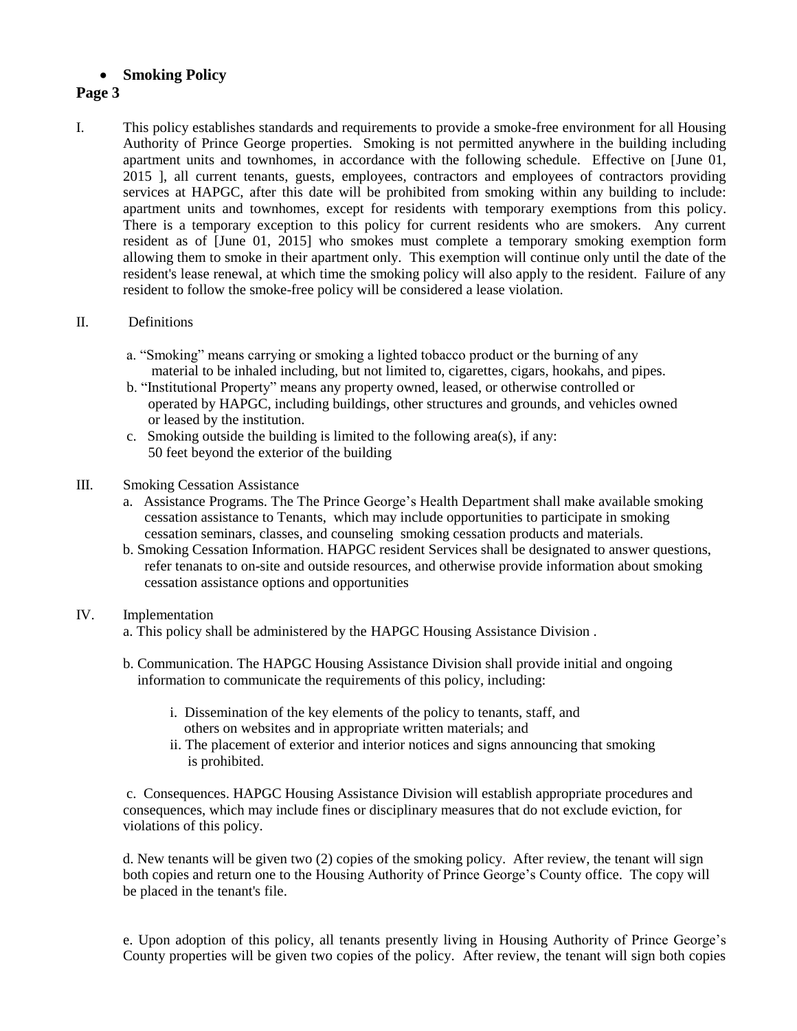- **Smoking Policy**

**Page 3**

I. This policy establishes standards and requirements to provide a smoke-free environment for all Housing Authority of Prince George properties. Smoking is not permitted anywhere in the building including apartment units and townhomes, in accordance with the following schedule. Effective on [June 01, 2015 ], all current tenants, guests, employees, contractors and employees of contractors providing services at HAPGC, after this date will be prohibited from smoking within any building to include: apartment units and townhomes, except for residents with temporary exemptions from this policy. There is a temporary exception to this policy for current residents who are smokers. Any current resident as of [June 01, 2015] who smokes must complete a temporary smoking exemption form allowing them to smoke in their apartment only. This exemption will continue only until the date of the resident's lease renewal, at which time the smoking policy will also apply to the resident. Failure of any resident to follow the smoke-free policy will be considered a lease violation.

II. Definitions

a. "Smoking" means carrying or smoking a lighted tobacco product or the burning of any material to be inhaled including, but not limited to, cigarettes, cigars, hookahs, and pipes.

b. "Institutional Property" means any property owned, leased, or otherwise controlled or operated by HAPGC, including buildings, other structures and grounds, and vehicles owned or leased by the institution.

c. Smoking outside the building is limited to the following area(s), if any: 50 feet beyond the exterior of the building

III. Smoking Cessation Assistance

a. Assistance Programs. The The Prince George's Health Department shall make available smoking cessation assistance to Tenants, which may include opportunities to participate in smoking cessation seminars, classes, and counseling smoking cessation products and materials.

b. Smoking Cessation Information. HAPGC resident Services shall be designated to answer questions, refer tenanats to on-site and outside resources, and otherwise provide information about smoking cessation assistance options and opportunities

IV. Implementation

a. This policy shall be administered by the HAPGC Housing Assistance Division .

b. Communication. The HAPGC Housing Assistance Division shall provide initial and ongoing information to communicate the requirements of this policy, including:

i. Dissemination of the key elements of the policy to tenants, staff, and others on websites and in appropriate written materials; and

ii. The placement of exterior and interior notices and signs announcing that smoking is prohibited.

c. Consequences. HAPGC Housing Assistance Division will establish appropriate procedures and consequences, which may include fines or disciplinary measures that do not exclude eviction, for violations of this policy.

d. New tenants will be given two (2) copies of the smoking policy. After review, the tenant will sign both copies and return one to the Housing Authority of Prince George's County office. The copy will be placed in the tenant's file.

e. Upon adoption of this policy, all tenants presently living in Housing Authority of Prince George's County properties will be given two copies of the policy. After review, the tenant will sign both copies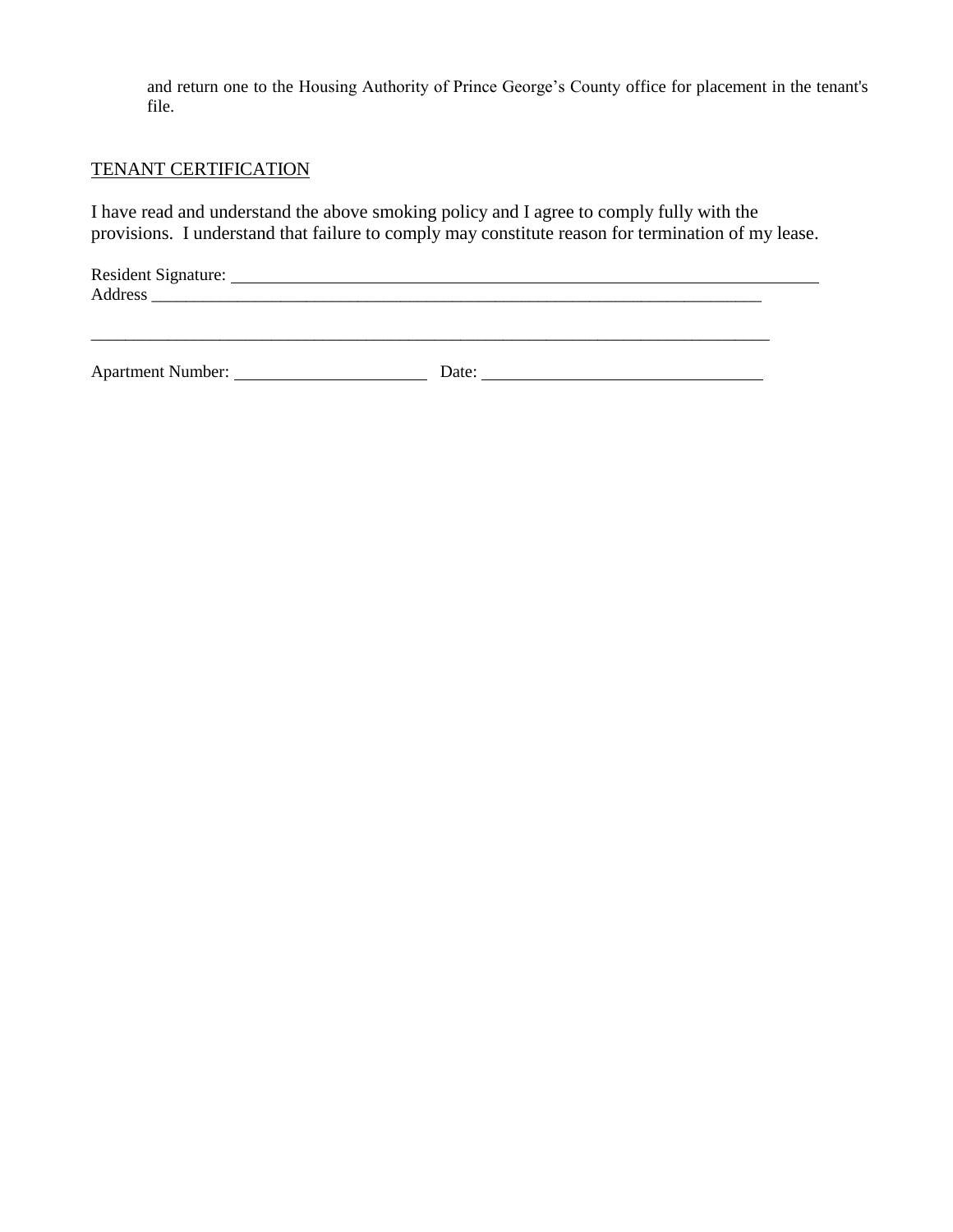and return one to the Housing Authority of Prince George's County office for placement in the tenant's file.

<u>TENANT CERTIFICATION</u>

I have read and understand the above smoking policy and I agree to comply fully with the provisions. I understand that failure to comply may constitute reason for termination of my lease.

Resident Signature: ______________________________________________________________

Address ______________________________________________________________________

_____________________________________________________________________________

Apartment Number: ____________________ Date: ______________________________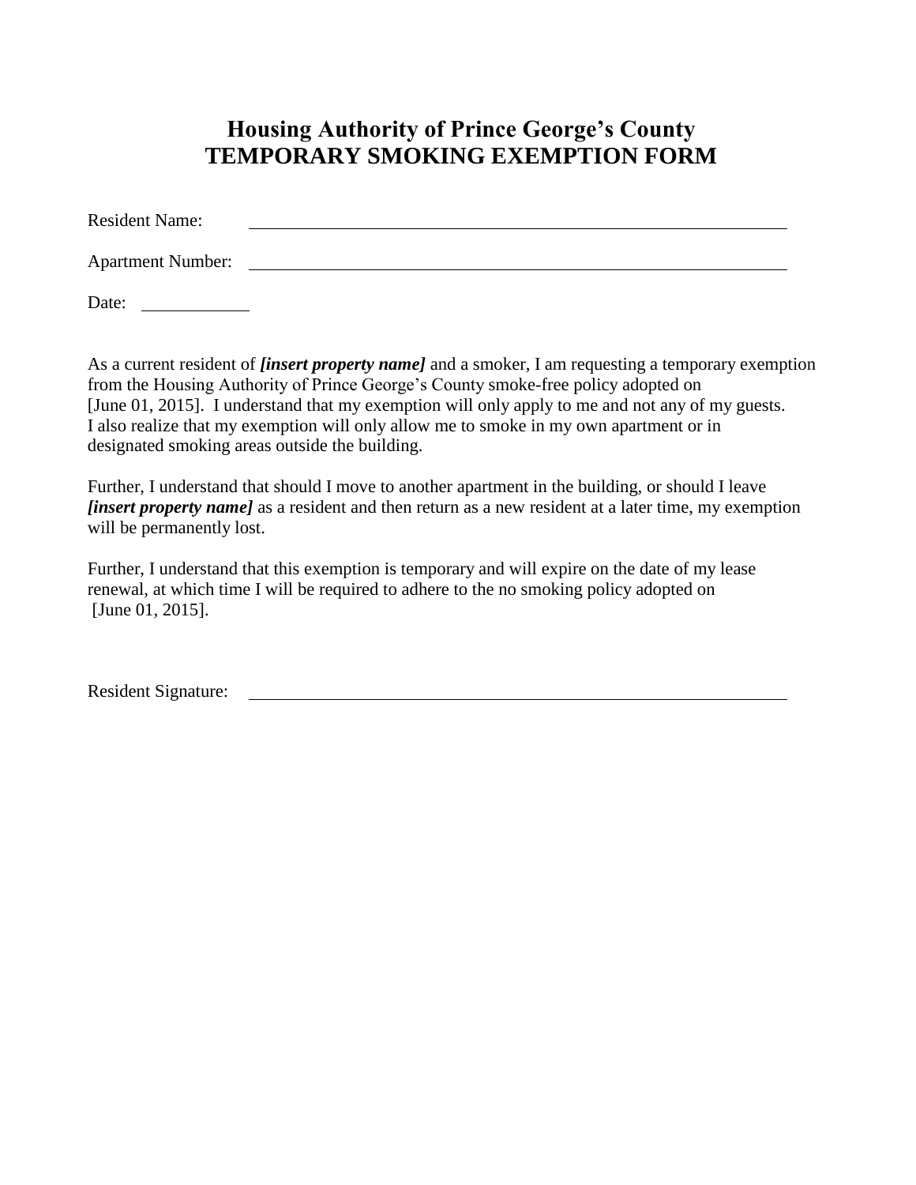# Housing Authority of Prince George's County
# TEMPORARY SMOKING EXEMPTION FORM

Resident Name: ______________________________________________

Apartment Number: ______________________________________________

Date: __________

As a current resident of ***[insert property name]*** and a smoker, I am requesting a temporary exemption from the Housing Authority of Prince George's County smoke-free policy adopted on [June 01, 2015]. I understand that my exemption will only apply to me and not any of my guests. I also realize that my exemption will only allow me to smoke in my own apartment or in designated smoking areas outside the building.

Further, I understand that should I move to another apartment in the building, or should I leave ***[insert property name]*** as a resident and then return as a new resident at a later time, my exemption will be permanently lost.

Further, I understand that this exemption is temporary and will expire on the date of my lease renewal, at which time I will be required to adhere to the no smoking policy adopted on [June 01, 2015].

Resident Signature: ______________________________________________